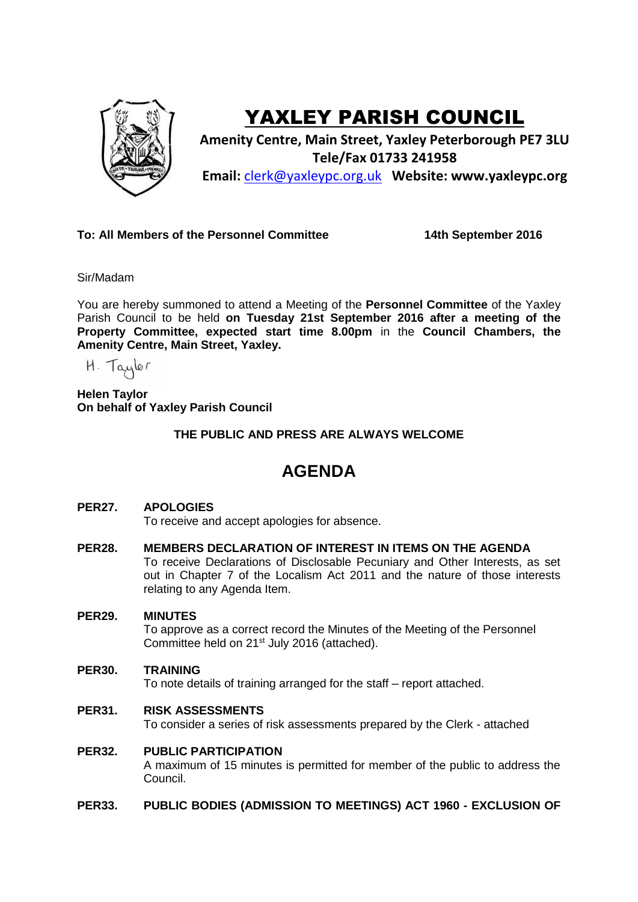# YAXLEY PARISH COUNCIL

**Amenity Centre, Main Street, Yaxley Peterborough PE7 3LU**
**Tele/Fax 01733 241958**
**Email:** clerk@yaxleypc.org.uk **Website: www.yaxleypc.org**

**To: All Members of the Personnel Committee** **14th September 2016**

Sir/Madam

You are hereby summoned to attend a Meeting of the **Personnel Committee** of the Yaxley Parish Council to be held **on Tuesday 21st September 2016 after a meeting of the Property Committee, expected start time 8.00pm** in the **Council Chambers, the Amenity Centre, Main Street, Yaxley.**

H. Taylor

**Helen Taylor**
**On behalf of Yaxley Parish Council**

**THE PUBLIC AND PRESS ARE ALWAYS WELCOME**

## AGENDA

**PER27. APOLOGIES**
To receive and accept apologies for absence.

**PER28. MEMBERS DECLARATION OF INTEREST IN ITEMS ON THE AGENDA**
To receive Declarations of Disclosable Pecuniary and Other Interests, as set out in Chapter 7 of the Localism Act 2011 and the nature of those interests relating to any Agenda Item.

**PER29. MINUTES**
To approve as a correct record the Minutes of the Meeting of the Personnel Committee held on 21st July 2016 (attached).

**PER30. TRAINING**
To note details of training arranged for the staff – report attached.

**PER31. RISK ASSESSMENTS**
To consider a series of risk assessments prepared by the Clerk - attached

**PER32. PUBLIC PARTICIPATION**
A maximum of 15 minutes is permitted for member of the public to address the Council.

**PER33. PUBLIC BODIES (ADMISSION TO MEETINGS) ACT 1960 - EXCLUSION OF**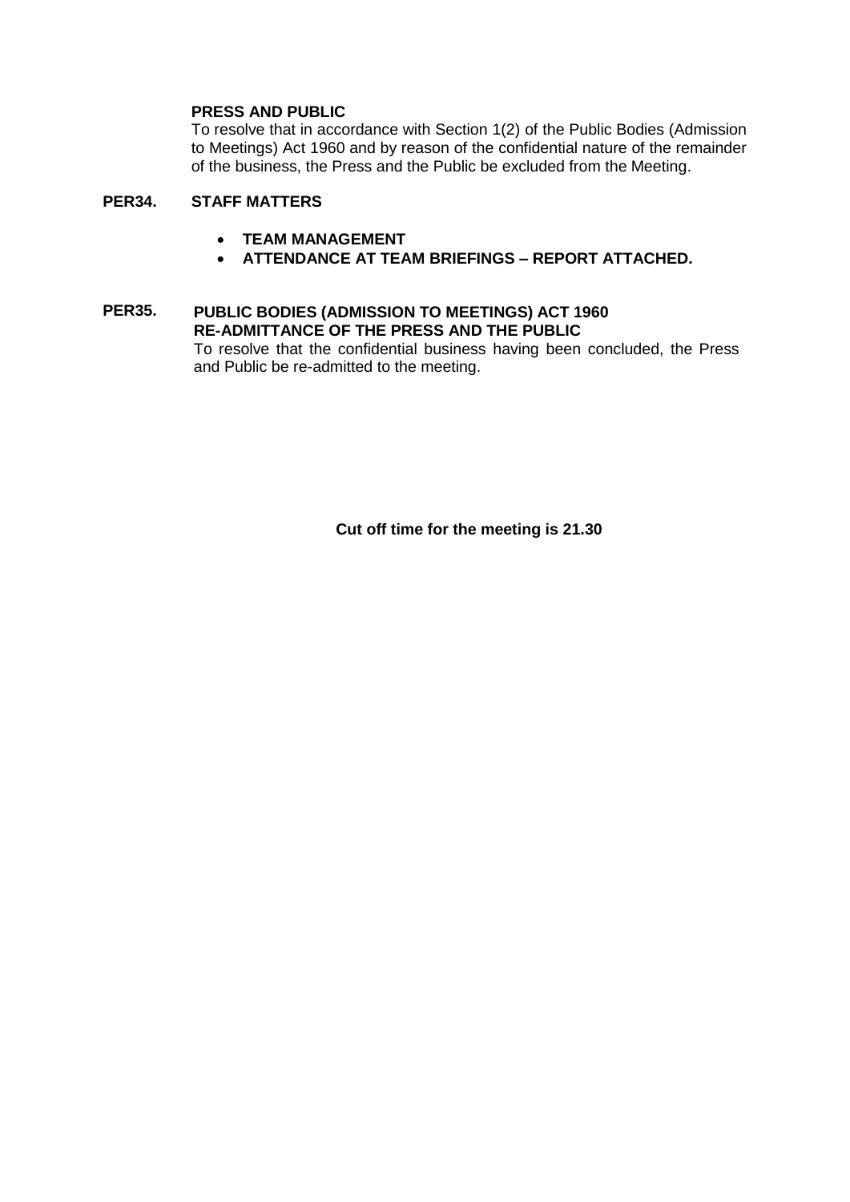**PRESS AND PUBLIC**

To resolve that in accordance with Section 1(2) of the Public Bodies (Admission to Meetings) Act 1960 and by reason of the confidential nature of the remainder of the business, the Press and the Public be excluded from the Meeting.

**PER34. STAFF MATTERS**

- **TEAM MANAGEMENT**
- **ATTENDANCE AT TEAM BRIEFINGS – REPORT ATTACHED.**

**PER35. PUBLIC BODIES (ADMISSION TO MEETINGS) ACT 1960**
**RE-ADMITTANCE OF THE PRESS AND THE PUBLIC**

To resolve that the confidential business having been concluded, the Press and Public be re-admitted to the meeting.

**Cut off time for the meeting is 21.30**